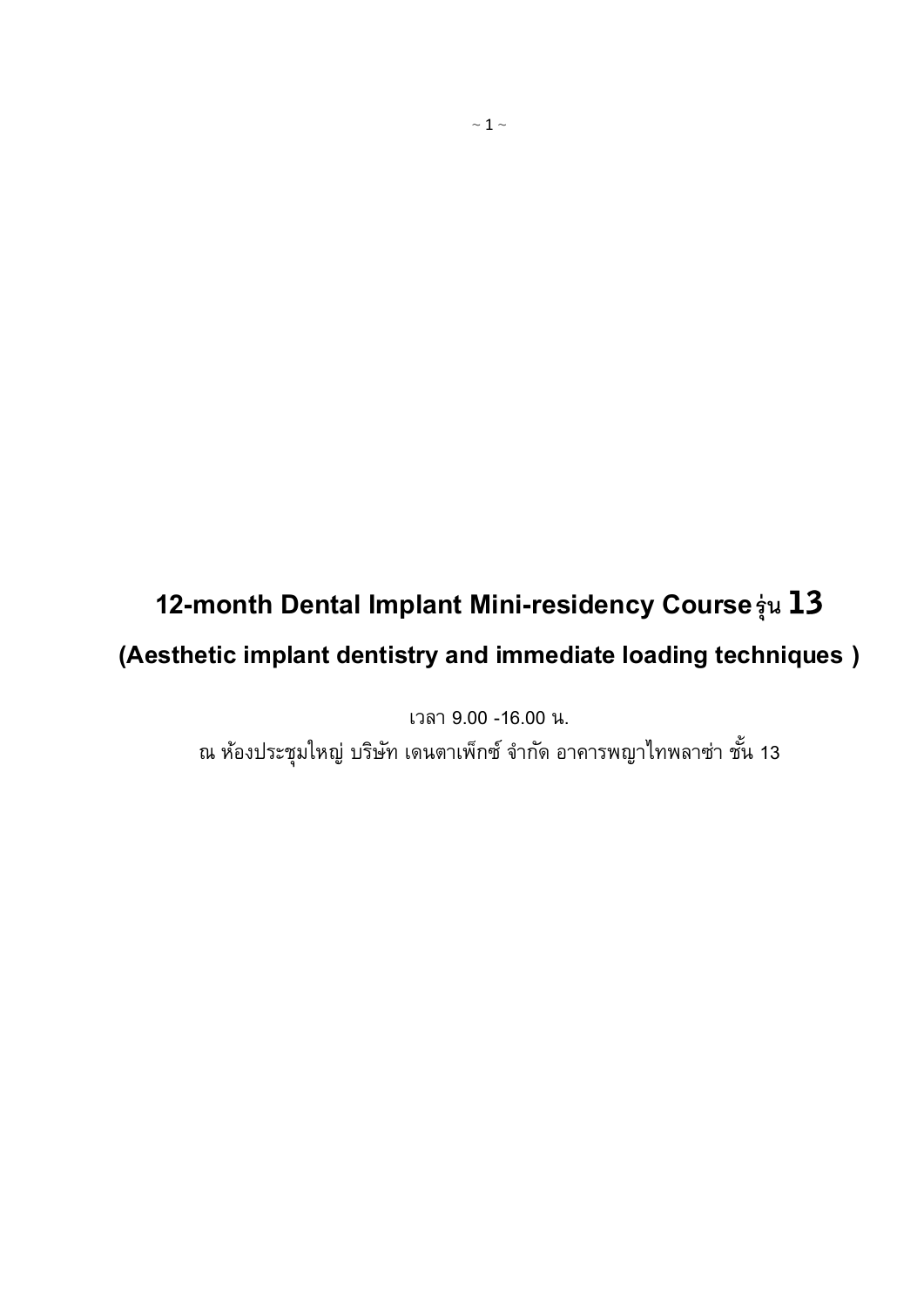# 12-month Dental Implant Mini-residency Course รุ่น 13

## (Aesthetic implant dentistry and immediate loading techniques )

เวลา 9.00 -16.00 น.

ณ ห้องประชุมใหญ่ บริษัท เดนตาเพ็กซ์ จำกัด อาคารพญาไทพลาซ่า ชั้น 13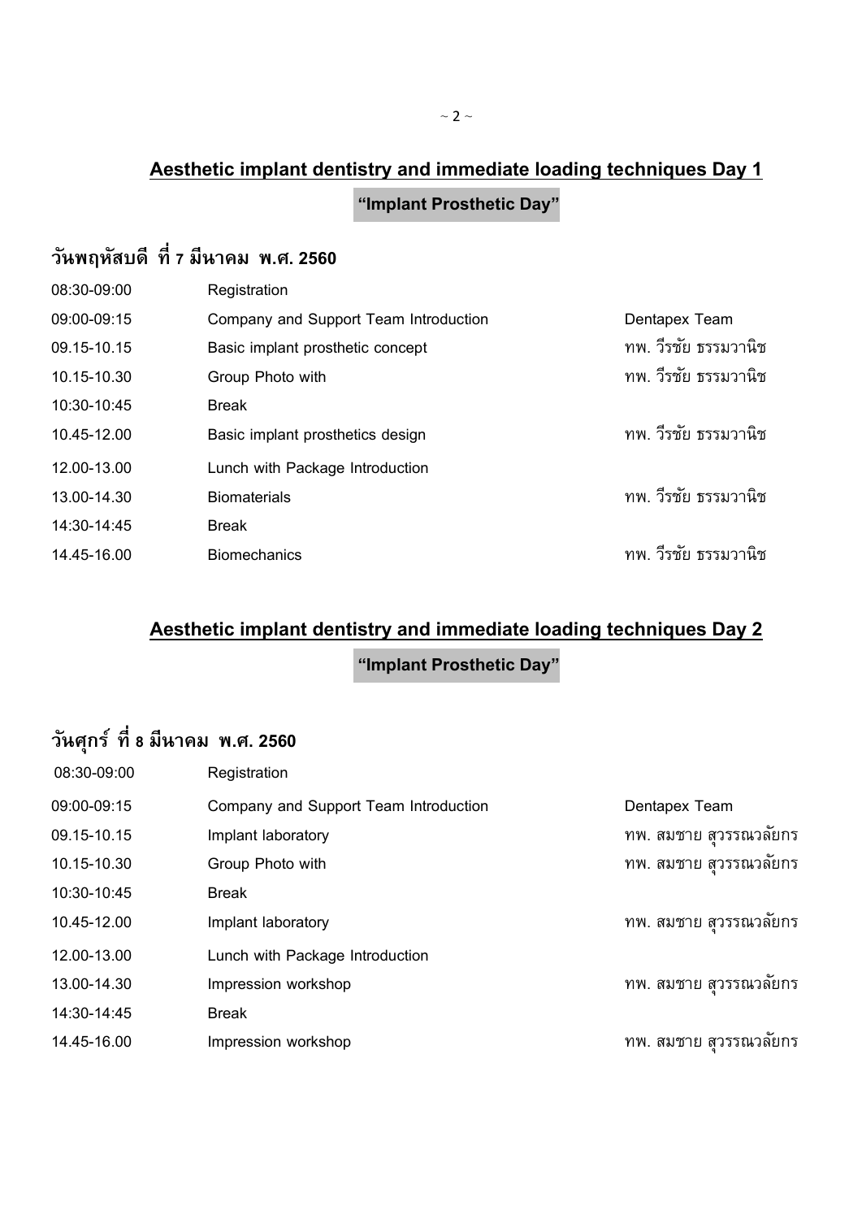## Aesthetic implant dentistry and immediate loading techniques Day 1

**"Implant Prosthetic Day"**

### วันพฤหัสบดี ที่ 7 มีนาคม พ.ศ. 2560

| | | |
|---|---|---|
| 08:30-09:00 | Registration | |
| 09:00-09:15 | Company and Support Team Introduction | Dentapex Team |
| 09.15-10.15 | Basic implant prosthetic concept | ทพ. วีรชัย ธรรมวานิช |
| 10.15-10.30 | Group Photo with | ทพ. วีรชัย ธรรมวานิช |
| 10:30-10:45 | Break | |
| 10.45-12.00 | Basic implant prosthetics design | ทพ. วีรชัย ธรรมวานิช |
| 12.00-13.00 | Lunch with Package Introduction | |
| 13.00-14.30 | Biomaterials | ทพ. วีรชัย ธรรมวานิช |
| 14:30-14:45 | Break | |
| 14.45-16.00 | Biomechanics | ทพ. วีรชัย ธรรมวานิช |

## Aesthetic implant dentistry and immediate loading techniques Day 2

**"Implant Prosthetic Day"**

### วันศุกร์ ที่ 8 มีนาคม พ.ศ. 2560

| | | |
|---|---|---|
| 08:30-09:00 | Registration | |
| 09:00-09:15 | Company and Support Team Introduction | Dentapex Team |
| 09.15-10.15 | Implant laboratory | ทพ. สมชาย สุวรรณวลัยกร |
| 10.15-10.30 | Group Photo with | ทพ. สมชาย สุวรรณวลัยกร |
| 10:30-10:45 | Break | |
| 10.45-12.00 | Implant laboratory | ทพ. สมชาย สุวรรณวลัยกร |
| 12.00-13.00 | Lunch with Package Introduction | |
| 13.00-14.30 | Impression workshop | ทพ. สมชาย สุวรรณวลัยกร |
| 14:30-14:45 | Break | |
| 14.45-16.00 | Impression workshop | ทพ. สมชาย สุวรรณวลัยกร |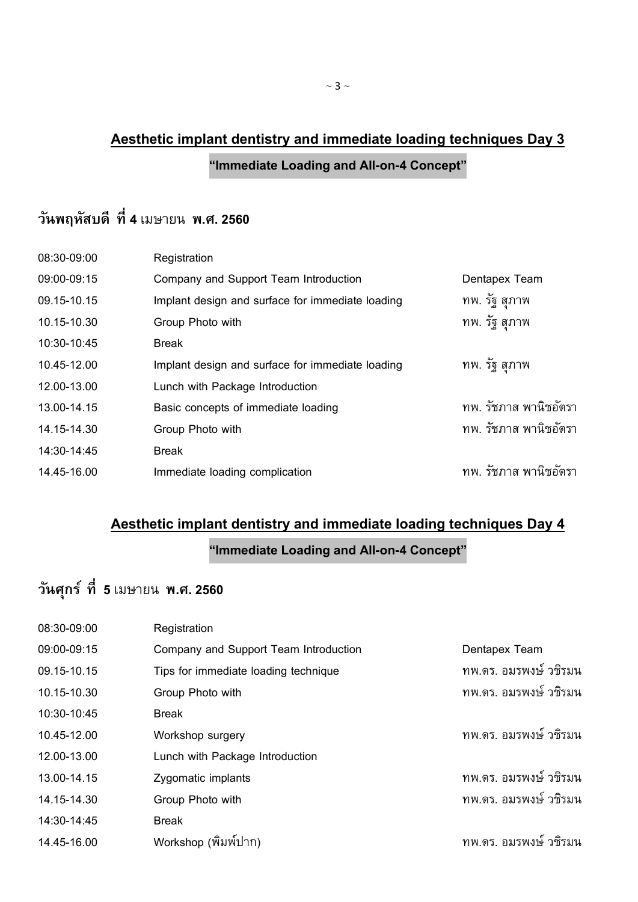## Aesthetic implant dentistry and immediate loading techniques Day 3

**"Immediate Loading and All-on-4 Concept"**

### วันพฤหัสบดี ที่ 4 เมษายน พ.ศ. 2560

| | | |
|---|---|---|
| 08:30-09:00 | Registration | |
| 09:00-09:15 | Company and Support Team Introduction | Dentapex Team |
| 09.15-10.15 | Implant design and surface for immediate loading | ทพ. รัฐ สุภาพ |
| 10.15-10.30 | Group Photo with | ทพ. รัฐ สุภาพ |
| 10:30-10:45 | Break | |
| 10.45-12.00 | Implant design and surface for immediate loading | ทพ. รัฐ สุภาพ |
| 12.00-13.00 | Lunch with Package Introduction | |
| 13.00-14.15 | Basic concepts of immediate loading | ทพ. รัชภาส พานิชอัตรา |
| 14.15-14.30 | Group Photo with | ทพ. รัชภาส พานิชอัตรา |
| 14:30-14:45 | Break | |
| 14.45-16.00 | Immediate loading complication | ทพ. รัชภาส พานิชอัตรา |

## Aesthetic implant dentistry and immediate loading techniques Day 4

**"Immediate Loading and All-on-4 Concept"**

### วันศุกร์ ที่ 5 เมษายน พ.ศ. 2560

| | | |
|---|---|---|
| 08:30-09:00 | Registration | |
| 09:00-09:15 | Company and Support Team Introduction | Dentapex Team |
| 09.15-10.15 | Tips for immediate loading technique | ทพ.ดร. อมรพงษ์ วชิรมน |
| 10.15-10.30 | Group Photo with | ทพ.ดร. อมรพงษ์ วชิรมน |
| 10:30-10:45 | Break | |
| 10.45-12.00 | Workshop surgery | ทพ.ดร. อมรพงษ์ วชิรมน |
| 12.00-13.00 | Lunch with Package Introduction | |
| 13.00-14.15 | Zygomatic implants | ทพ.ดร. อมรพงษ์ วชิรมน |
| 14.15-14.30 | Group Photo with | ทพ.ดร. อมรพงษ์ วชิรมน |
| 14:30-14:45 | Break | |
| 14.45-16.00 | Workshop (พิมพ์ปาก) | ทพ.ดร. อมรพงษ์ วชิรมน |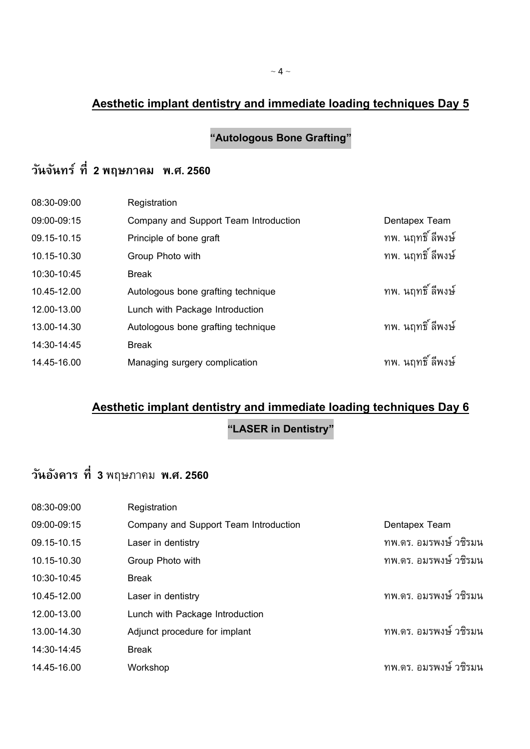## Aesthetic implant dentistry and immediate loading techniques Day 5

**"Autologous Bone Grafting"**

### วันจันทร์ ที่ 2 พฤษภาคม พ.ศ. 2560

| | | |
|---|---|---|
| 08:30-09:00 | Registration | |
| 09:00-09:15 | Company and Support Team Introduction | Dentapex Team |
| 09.15-10.15 | Principle of bone graft | ทพ. นฤทธิ์ ลีพงษ์ |
| 10.15-10.30 | Group Photo with | ทพ. นฤทธิ์ ลีพงษ์ |
| 10:30-10:45 | Break | |
| 10.45-12.00 | Autologous bone grafting technique | ทพ. นฤทธิ์ ลีพงษ์ |
| 12.00-13.00 | Lunch with Package Introduction | |
| 13.00-14.30 | Autologous bone grafting technique | ทพ. นฤทธิ์ ลีพงษ์ |
| 14:30-14:45 | Break | |
| 14.45-16.00 | Managing surgery complication | ทพ. นฤทธิ์ ลีพงษ์ |

## Aesthetic implant dentistry and immediate loading techniques Day 6

**"LASER in Dentistry"**

### วันอังคาร ที่ 3 พฤษภาคม พ.ศ. 2560

| | | |
|---|---|---|
| 08:30-09:00 | Registration | |
| 09:00-09:15 | Company and Support Team Introduction | Dentapex Team |
| 09.15-10.15 | Laser in dentistry | ทพ.ดร. อมรพงษ์ วชิรมน |
| 10.15-10.30 | Group Photo with | ทพ.ดร. อมรพงษ์ วชิรมน |
| 10:30-10:45 | Break | |
| 10.45-12.00 | Laser in dentistry | ทพ.ดร. อมรพงษ์ วชิรมน |
| 12.00-13.00 | Lunch with Package Introduction | |
| 13.00-14.30 | Adjunct procedure for implant | ทพ.ดร. อมรพงษ์ วชิรมน |
| 14:30-14:45 | Break | |
| 14.45-16.00 | Workshop | ทพ.ดร. อมรพงษ์ วชิรมน |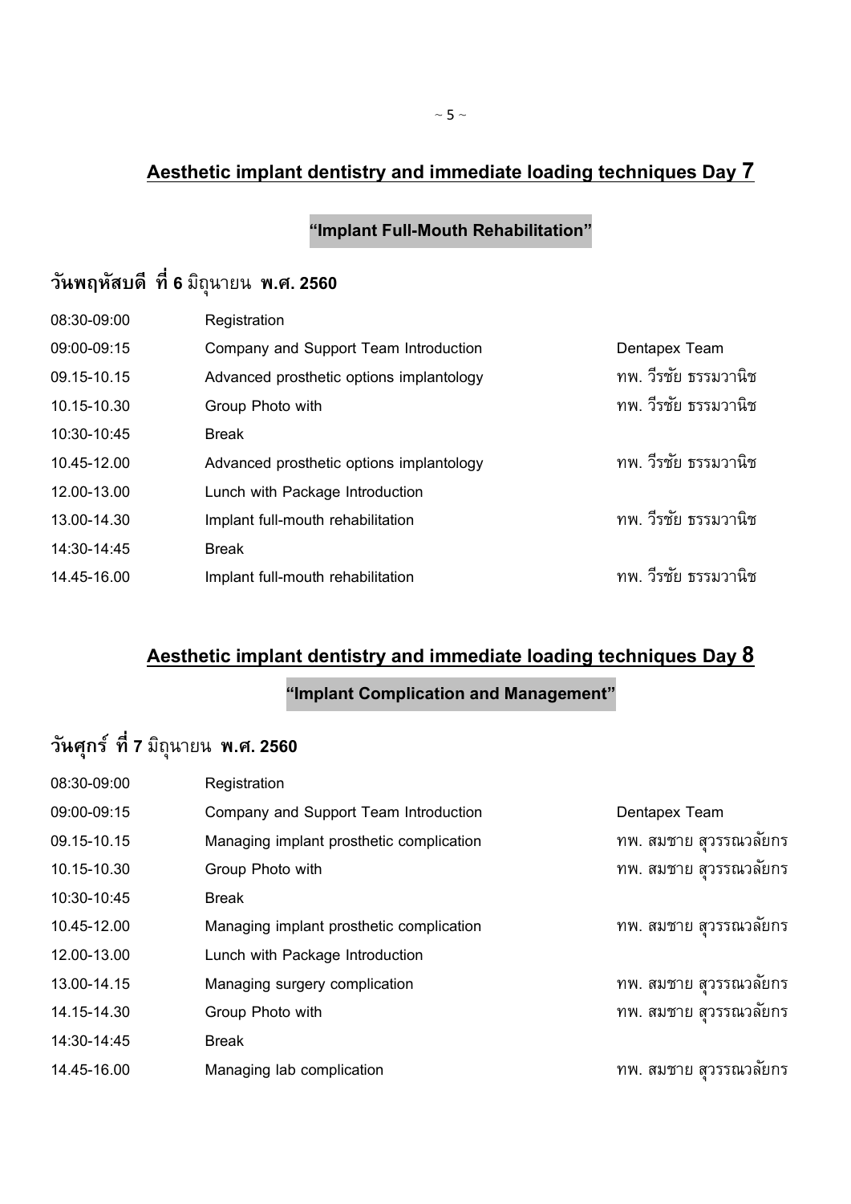## Aesthetic implant dentistry and immediate loading techniques Day 7

**"Implant Full-Mouth Rehabilitation"**

### วันพฤหัสบดี ที่ 6 มิถุนายน พ.ศ. 2560

| | | |
|---|---|---|
| 08:30-09:00 | Registration | |
| 09:00-09:15 | Company and Support Team Introduction | Dentapex Team |
| 09.15-10.15 | Advanced prosthetic options implantology | ทพ. วีรชัย ธรรมวานิช |
| 10.15-10.30 | Group Photo with | ทพ. วีรชัย ธรรมวานิช |
| 10:30-10:45 | Break | |
| 10.45-12.00 | Advanced prosthetic options implantology | ทพ. วีรชัย ธรรมวานิช |
| 12.00-13.00 | Lunch with Package Introduction | |
| 13.00-14.30 | Implant full-mouth rehabilitation | ทพ. วีรชัย ธรรมวานิช |
| 14:30-14:45 | Break | |
| 14.45-16.00 | Implant full-mouth rehabilitation | ทพ. วีรชัย ธรรมวานิช |

## Aesthetic implant dentistry and immediate loading techniques Day 8

**"Implant Complication and Management"**

### วันศุกร์ ที่ 7 มิถุนายน พ.ศ. 2560

| | | |
|---|---|---|
| 08:30-09:00 | Registration | |
| 09:00-09:15 | Company and Support Team Introduction | Dentapex Team |
| 09.15-10.15 | Managing implant prosthetic complication | ทพ. สมชาย สุวรรณวลัยกร |
| 10.15-10.30 | Group Photo with | ทพ. สมชาย สุวรรณวลัยกร |
| 10:30-10:45 | Break | |
| 10.45-12.00 | Managing implant prosthetic complication | ทพ. สมชาย สุวรรณวลัยกร |
| 12.00-13.00 | Lunch with Package Introduction | |
| 13.00-14.15 | Managing surgery complication | ทพ. สมชาย สุวรรณวลัยกร |
| 14.15-14.30 | Group Photo with | ทพ. สมชาย สุวรรณวลัยกร |
| 14:30-14:45 | Break | |
| 14.45-16.00 | Managing lab complication | ทพ. สมชาย สุวรรณวลัยกร |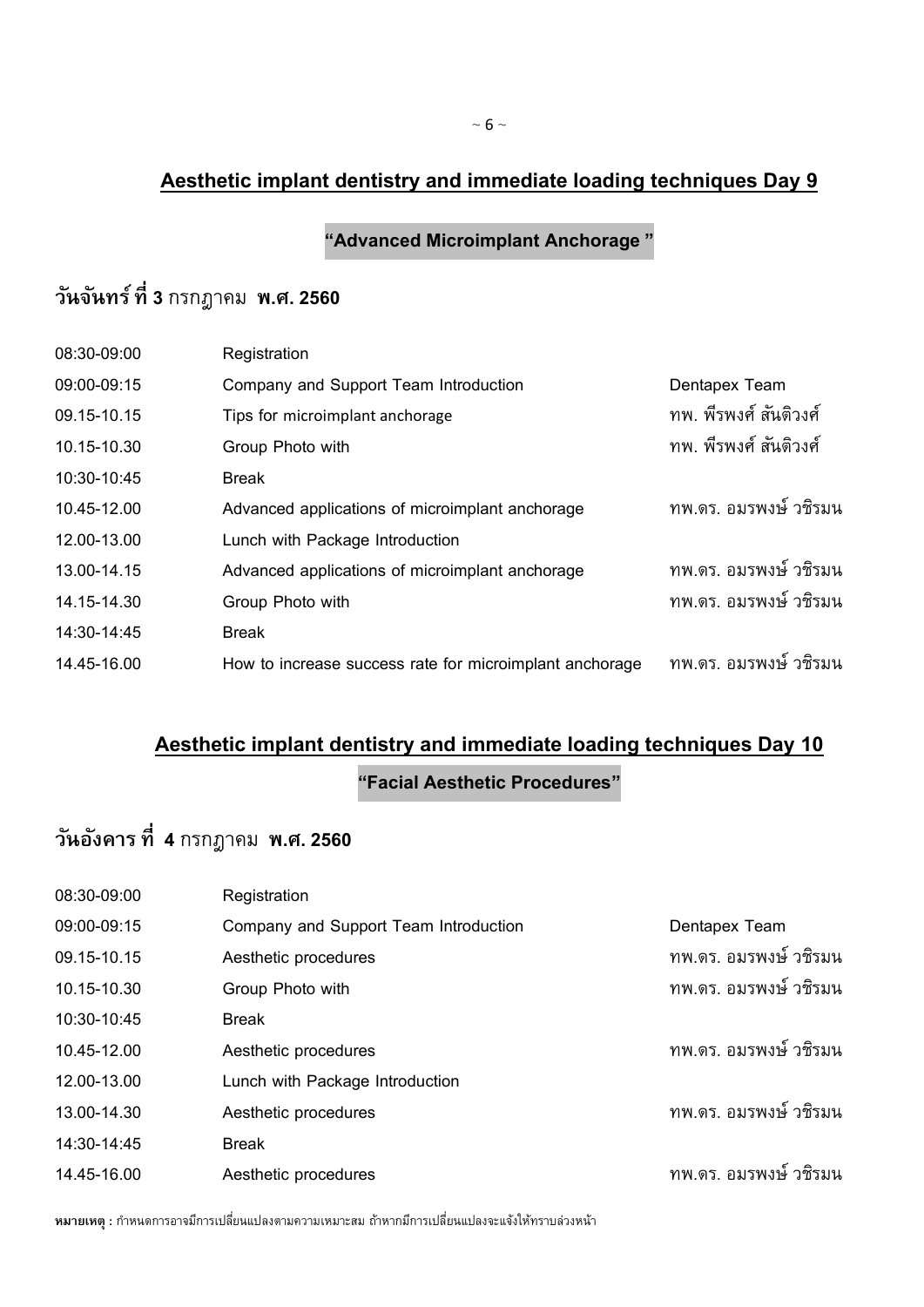## Aesthetic implant dentistry and immediate loading techniques Day 9

### “Advanced Microimplant Anchorage ”

### วันจันทร์ ที่ 3 กรกฎาคม พ.ศ. 2560

| | | |
|---|---|---|
| 08:30-09:00 | Registration | |
| 09:00-09:15 | Company and Support Team Introduction | Dentapex Team |
| 09.15-10.15 | Tips for microimplant anchorage | ทพ. พีรพงศ์ สันติวงศ์ |
| 10.15-10.30 | Group Photo with | ทพ. พีรพงศ์ สันติวงศ์ |
| 10:30-10:45 | Break | |
| 10.45-12.00 | Advanced applications of microimplant anchorage | ทพ.ดร. อมรพงษ์ วชิรมน |
| 12.00-13.00 | Lunch with Package Introduction | |
| 13.00-14.15 | Advanced applications of microimplant anchorage | ทพ.ดร. อมรพงษ์ วชิรมน |
| 14.15-14.30 | Group Photo with | ทพ.ดร. อมรพงษ์ วชิรมน |
| 14:30-14:45 | Break | |
| 14.45-16.00 | How to increase success rate for microimplant anchorage | ทพ.ดร. อมรพงษ์ วชิรมน |

## Aesthetic implant dentistry and immediate loading techniques Day 10

### “Facial Aesthetic Procedures”

### วันอังคาร ที่ 4 กรกฎาคม พ.ศ. 2560

| | | |
|---|---|---|
| 08:30-09:00 | Registration | |
| 09:00-09:15 | Company and Support Team Introduction | Dentapex Team |
| 09.15-10.15 | Aesthetic procedures | ทพ.ดร. อมรพงษ์ วชิรมน |
| 10.15-10.30 | Group Photo with | ทพ.ดร. อมรพงษ์ วชิรมน |
| 10:30-10:45 | Break | |
| 10.45-12.00 | Aesthetic procedures | ทพ.ดร. อมรพงษ์ วชิรมน |
| 12.00-13.00 | Lunch with Package Introduction | |
| 13.00-14.30 | Aesthetic procedures | ทพ.ดร. อมรพงษ์ วชิรมน |
| 14:30-14:45 | Break | |
| 14.45-16.00 | Aesthetic procedures | ทพ.ดร. อมรพงษ์ วชิรมน |

**หมายเหตุ :** กำหนดการอาจมีการเปลี่ยนแปลงตามความเหมาะสม ถ้าหากมีการเปลี่ยนแปลงจะแจ้งให้ทราบล่วงหน้า